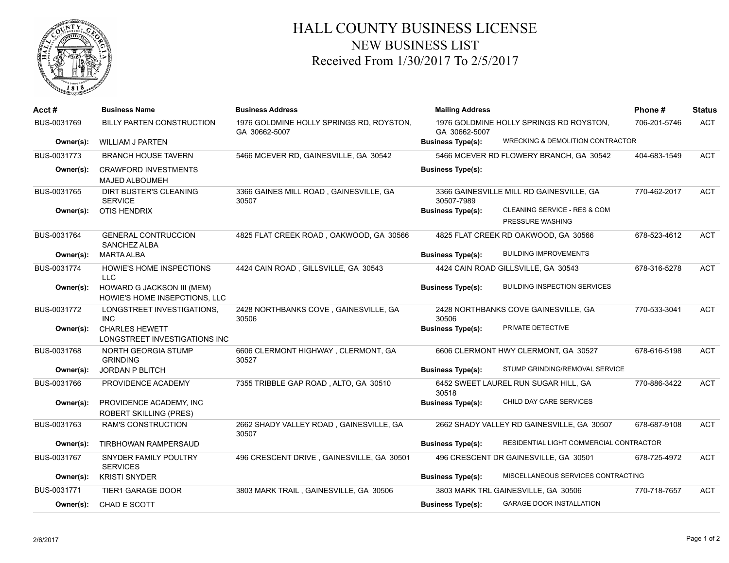# HALL COUNTY BUSINESS LICENSE
## NEW BUSINESS LIST
### Received From 1/30/2017 To 2/5/2017

| Acct # | Business Name | Business Address | Mailing Address | Phone # | Status |
|---|---|---|---|---|---|
| BUS-0031769 | BILLY PARTEN CONSTRUCTION | 1976 GOLDMINE HOLLY SPRINGS RD, ROYSTON, GA 30662-5007 | 1976 GOLDMINE HOLLY SPRINGS RD ROYSTON, GA 30662-5007 | 706-201-5746 | ACT |
| Owner(s): | WILLIAM J PARTEN | | Business Type(s): WRECKING & DEMOLITION CONTRACTOR | | |
| BUS-0031773 | BRANCH HOUSE TAVERN | 5466 MCEVER RD, GAINESVILLE, GA 30542 | 5466 MCEVER RD FLOWERY BRANCH, GA 30542 | 404-683-1549 | ACT |
| Owner(s): | CRAWFORD INVESTMENTS<br>MAJED ALBOUMEH | | Business Type(s): | | |
| BUS-0031765 | DIRT BUSTER'S CLEANING SERVICE | 3366 GAINES MILL ROAD , GAINESVILLE, GA 30507 | 3366 GAINESVILLE MILL RD GAINESVILLE, GA 30507-7989 | 770-462-2017 | ACT |
| Owner(s): | OTIS HENDRIX | | Business Type(s): CLEANING SERVICE - RES & COM<br>PRESSURE WASHING | | |
| BUS-0031764 | GENERAL CONTRUCCION SANCHEZ ALBA | 4825 FLAT CREEK ROAD , OAKWOOD, GA 30566 | 4825 FLAT CREEK RD OAKWOOD, GA 30566 | 678-523-4612 | ACT |
| Owner(s): | MARTA ALBA | | Business Type(s): BUILDING IMPROVEMENTS | | |
| BUS-0031774 | HOWIE'S HOME INSPECTIONS LLC | 4424 CAIN ROAD , GILLSVILLE, GA 30543 | 4424 CAIN ROAD GILLSVILLE, GA 30543 | 678-316-5278 | ACT |
| Owner(s): | HOWARD G JACKSON III (MEM)<br>HOWIE'S HOME INSEPCTIONS, LLC | | Business Type(s): BUILDING INSPECTION SERVICES | | |
| BUS-0031772 | LONGSTREET INVESTIGATIONS, INC | 2428 NORTHBANKS COVE , GAINESVILLE, GA 30506 | 2428 NORTHBANKS COVE GAINESVILLE, GA 30506 | 770-533-3041 | ACT |
| Owner(s): | CHARLES HEWETT<br>LONGSTREET INVESTIGATIONS INC | | Business Type(s): PRIVATE DETECTIVE | | |
| BUS-0031768 | NORTH GEORGIA STUMP GRINDING | 6606 CLERMONT HIGHWAY , CLERMONT, GA 30527 | 6606 CLERMONT HWY CLERMONT, GA 30527 | 678-616-5198 | ACT |
| Owner(s): | JORDAN P BLITCH | | Business Type(s): STUMP GRINDING/REMOVAL SERVICE | | |
| BUS-0031766 | PROVIDENCE ACADEMY | 7355 TRIBBLE GAP ROAD , ALTO, GA 30510 | 6452 SWEET LAUREL RUN SUGAR HILL, GA 30518 | 770-886-3422 | ACT |
| Owner(s): | PROVIDENCE ACADEMY, INC<br>ROBERT SKILLING (PRES) | | Business Type(s): CHILD DAY CARE SERVICES | | |
| BUS-0031763 | RAM'S CONSTRUCTION | 2662 SHADY VALLEY ROAD , GAINESVILLE, GA 30507 | 2662 SHADY VALLEY RD GAINESVILLE, GA 30507 | 678-687-9108 | ACT |
| Owner(s): | TIRBHOWAN RAMPERSAUD | | Business Type(s): RESIDENTIAL LIGHT COMMERCIAL CONTRACTOR | | |
| BUS-0031767 | SNYDER FAMILY POULTRY SERVICES | 496 CRESCENT DRIVE , GAINESVILLE, GA 30501 | 496 CRESCENT DR GAINESVILLE, GA 30501 | 678-725-4972 | ACT |
| Owner(s): | KRISTI SNYDER | | Business Type(s): MISCELLANEOUS SERVICES CONTRACTING | | |
| BUS-0031771 | TIER1 GARAGE DOOR | 3803 MARK TRAIL , GAINESVILLE, GA 30506 | 3803 MARK TRL GAINESVILLE, GA 30506 | 770-718-7657 | ACT |
| Owner(s): | CHAD E SCOTT | | Business Type(s): GARAGE DOOR INSTALLATION | | |

2/6/2017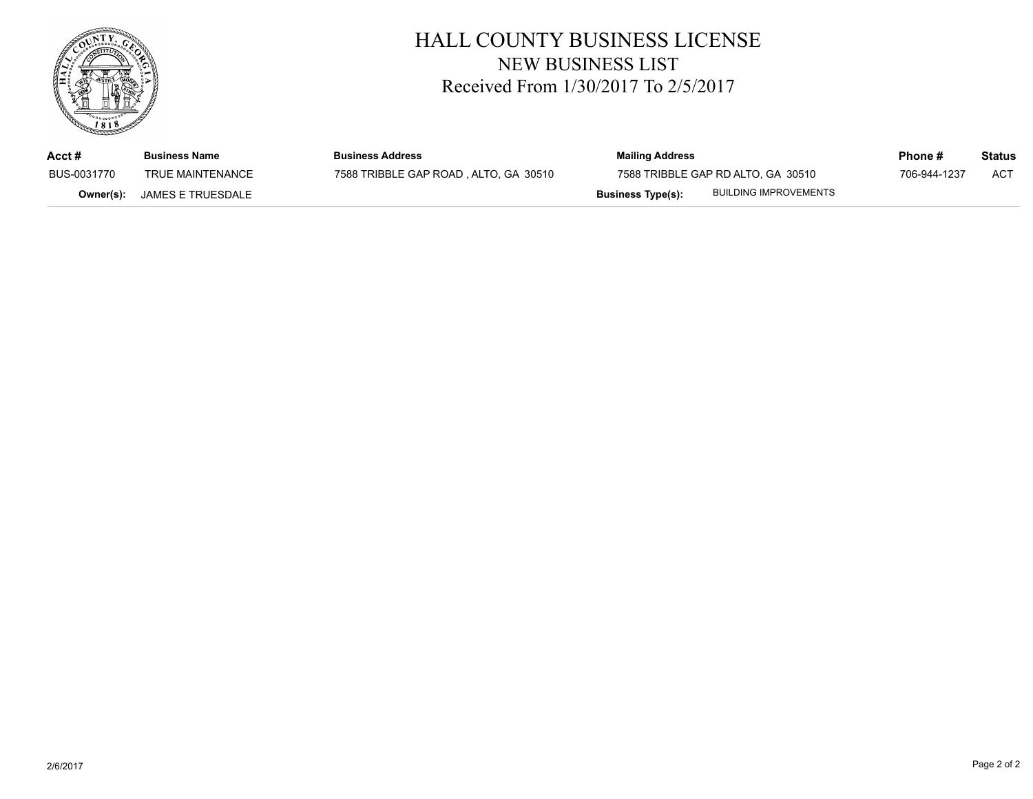# HALL COUNTY BUSINESS LICENSE

## NEW BUSINESS LIST

## Received From 1/30/2017 To 2/5/2017

| Acct # | Business Name | Business Address | Mailing Address | Phone # | Status |
|---|---|---|---|---|---|
| BUS-0031770 | TRUE MAINTENANCE | 7588 TRIBBLE GAP ROAD , ALTO, GA 30510 | 7588 TRIBBLE GAP RD ALTO, GA 30510 | 706-944-1237 | ACT |
| **Owner(s):** | JAMES E TRUESDALE | | **Business Type(s):** BUILDING IMPROVEMENTS | | |

2/6/2017